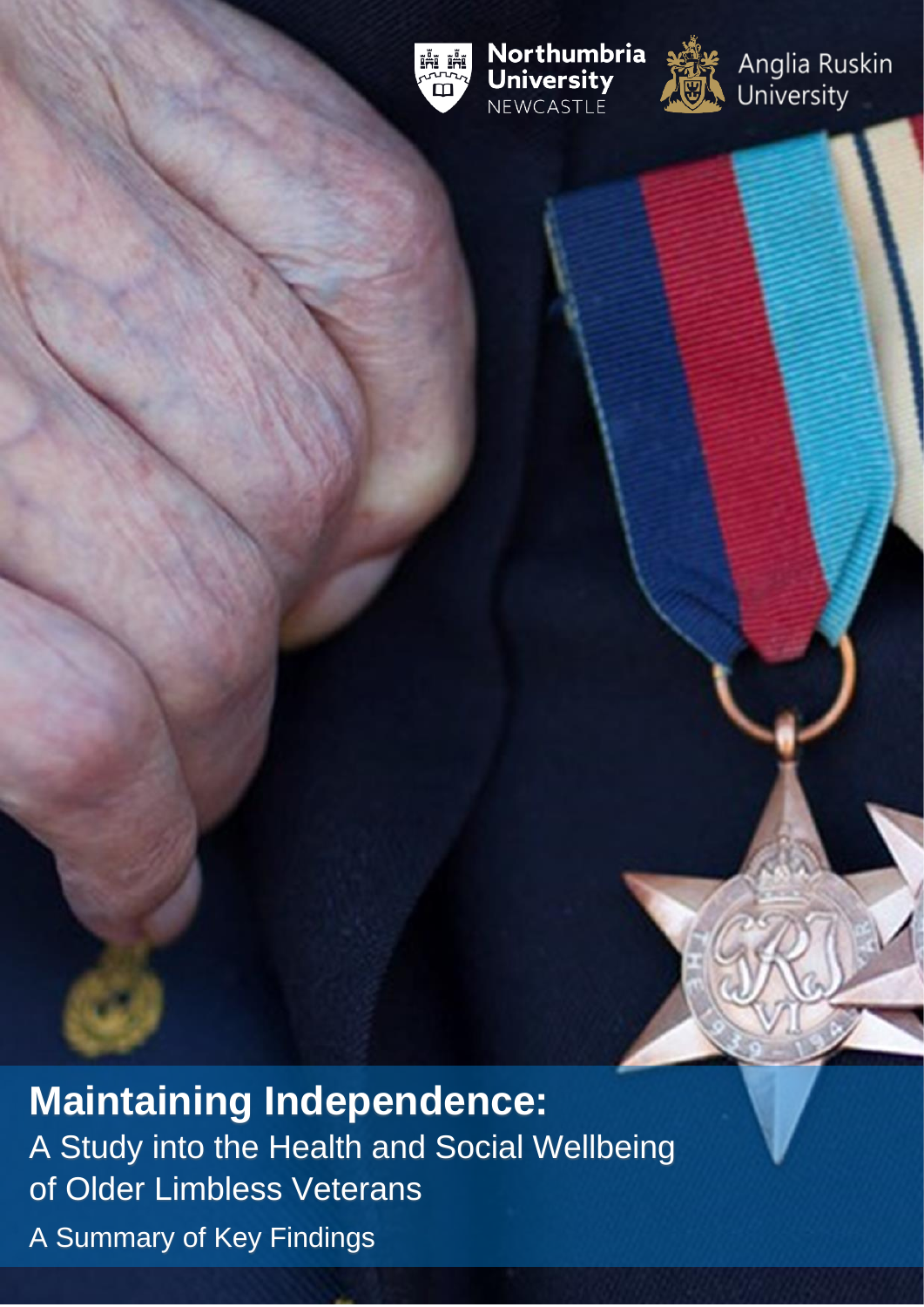Northumbria University NEWCASTLE

Anglia Ruskin University

# Maintaining Independence:

## A Study into the Health and Social Wellbeing of Older Limbless Veterans

A Summary of Key Findings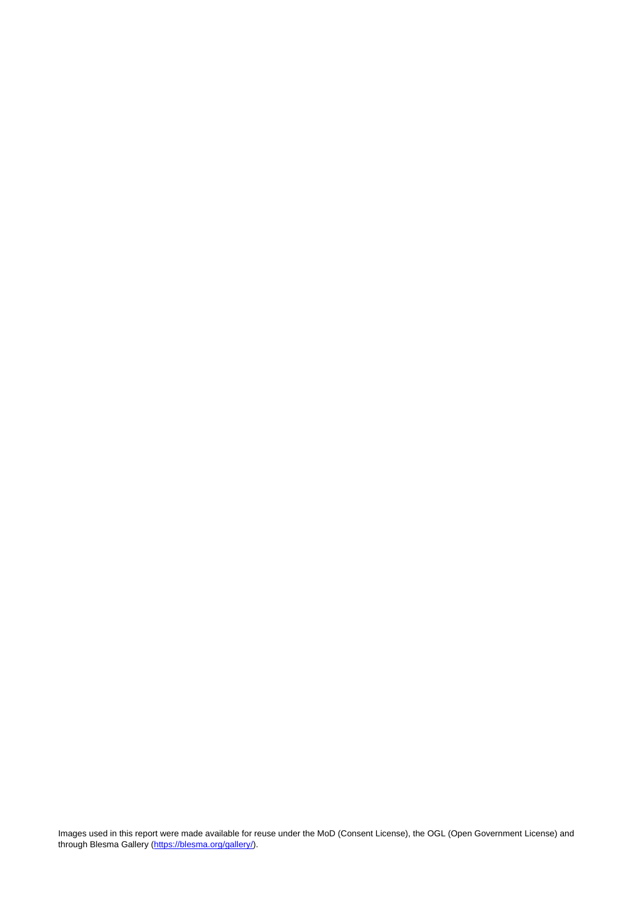Images used in this report were made available for reuse under the MoD (Consent License), the OGL (Open Government License) and through Blesma Gallery ([https://blesma.org/gallery/](https://blesma.org/gallery/)).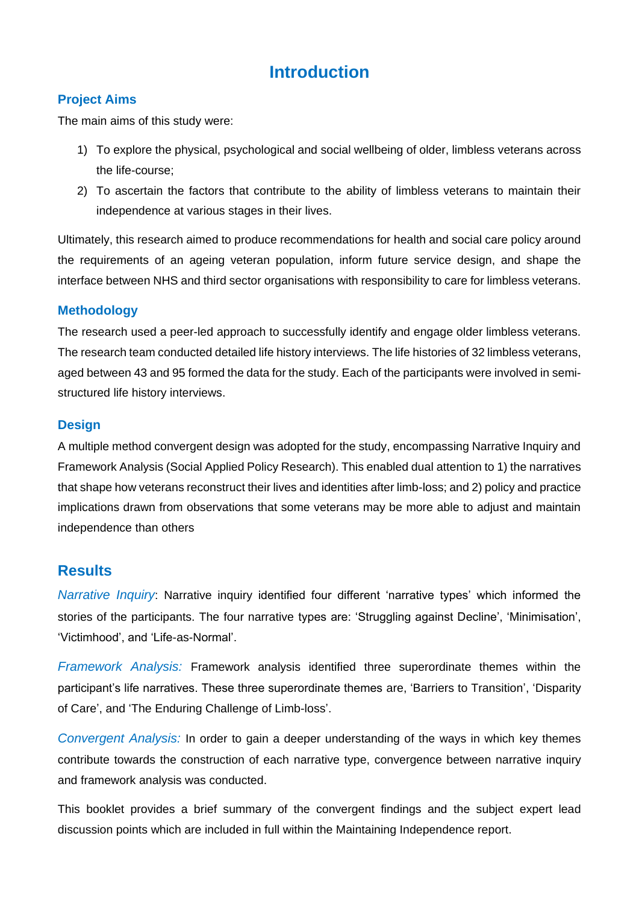# Introduction

## Project Aims

The main aims of this study were:

1) To explore the physical, psychological and social wellbeing of older, limbless veterans across the life-course;
2) To ascertain the factors that contribute to the ability of limbless veterans to maintain their independence at various stages in their lives.

Ultimately, this research aimed to produce recommendations for health and social care policy around the requirements of an ageing veteran population, inform future service design, and shape the interface between NHS and third sector organisations with responsibility to care for limbless veterans.

## Methodology

The research used a peer-led approach to successfully identify and engage older limbless veterans. The research team conducted detailed life history interviews. The life histories of 32 limbless veterans, aged between 43 and 95 formed the data for the study. Each of the participants were involved in semi-structured life history interviews.

## Design

A multiple method convergent design was adopted for the study, encompassing Narrative Inquiry and Framework Analysis (Social Applied Policy Research). This enabled dual attention to 1) the narratives that shape how veterans reconstruct their lives and identities after limb-loss; and 2) policy and practice implications drawn from observations that some veterans may be more able to adjust and maintain independence than others

# Results

*Narrative Inquiry*: Narrative inquiry identified four different 'narrative types' which informed the stories of the participants. The four narrative types are: 'Struggling against Decline', 'Minimisation', 'Victimhood', and 'Life-as-Normal'.

*Framework Analysis:* Framework analysis identified three superordinate themes within the participant's life narratives. These three superordinate themes are, 'Barriers to Transition', 'Disparity of Care', and 'The Enduring Challenge of Limb-loss'.

*Convergent Analysis:* In order to gain a deeper understanding of the ways in which key themes contribute towards the construction of each narrative type, convergence between narrative inquiry and framework analysis was conducted.

This booklet provides a brief summary of the convergent findings and the subject expert lead discussion points which are included in full within the Maintaining Independence report.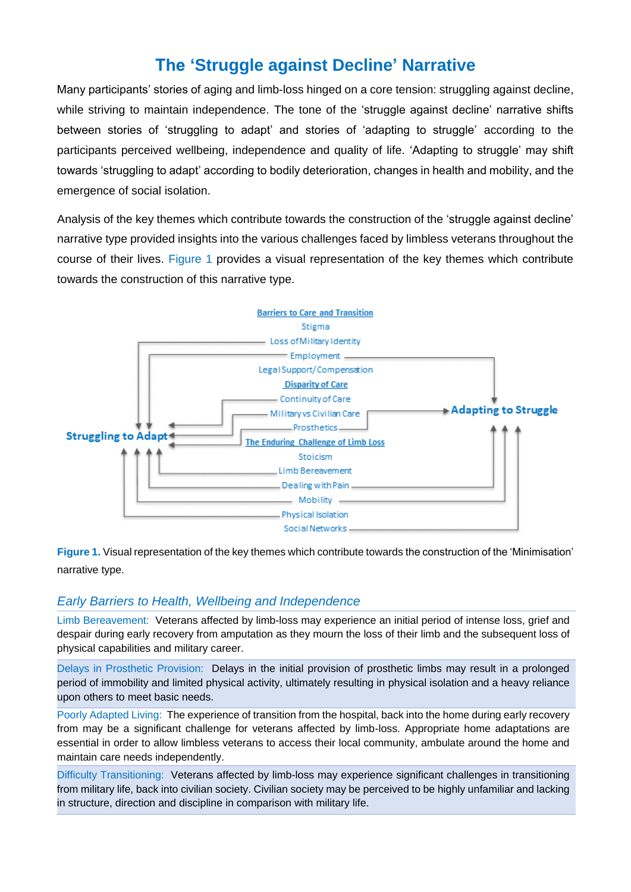# The 'Struggle against Decline' Narrative

Many participants' stories of aging and limb-loss hinged on a core tension: struggling against decline, while striving to maintain independence. The tone of the 'struggle against decline' narrative shifts between stories of 'struggling to adapt' and stories of 'adapting to struggle' according to the participants perceived wellbeing, independence and quality of life. 'Adapting to struggle' may shift towards 'struggling to adapt' according to bodily deterioration, changes in health and mobility, and the emergence of social isolation.

Analysis of the key themes which contribute towards the construction of the 'struggle against decline' narrative type provided insights into the various challenges faced by limbless veterans throughout the course of their lives. Figure 1 provides a visual representation of the key themes which contribute towards the construction of this narrative type.

Barriers to Care and Transition
Stigma
Loss of Military Identity
Employment
Legal Support/Compensation
Disparity of Care
Continuity of Care
Military vs Civilian Care
Prosthetics
The Enduring Challenge of Limb Loss
Stoicism
Limb Bereavement
Dealing with Pain
Mobility
Physical Isolation
Social Networks

Struggling to Adapt
Adapting to Struggle

**Figure 1.** Visual representation of the key themes which contribute towards the construction of the 'Minimisation' narrative type.

## *Early Barriers to Health, Wellbeing and Independence*

Limb Bereavement: Veterans affected by limb-loss may experience an initial period of intense loss, grief and despair during early recovery from amputation as they mourn the loss of their limb and the subsequent loss of physical capabilities and military career.

Delays in Prosthetic Provision: Delays in the initial provision of prosthetic limbs may result in a prolonged period of immobility and limited physical activity, ultimately resulting in physical isolation and a heavy reliance upon others to meet basic needs.

Poorly Adapted Living: The experience of transition from the hospital, back into the home during early recovery from may be a significant challenge for veterans affected by limb-loss. Appropriate home adaptations are essential in order to allow limbless veterans to access their local community, ambulate around the home and maintain care needs independently.

Difficulty Transitioning: Veterans affected by limb-loss may experience significant challenges in transitioning from military life, back into civilian society. Civilian society may be perceived to be highly unfamiliar and lacking in structure, direction and discipline in comparison with military life.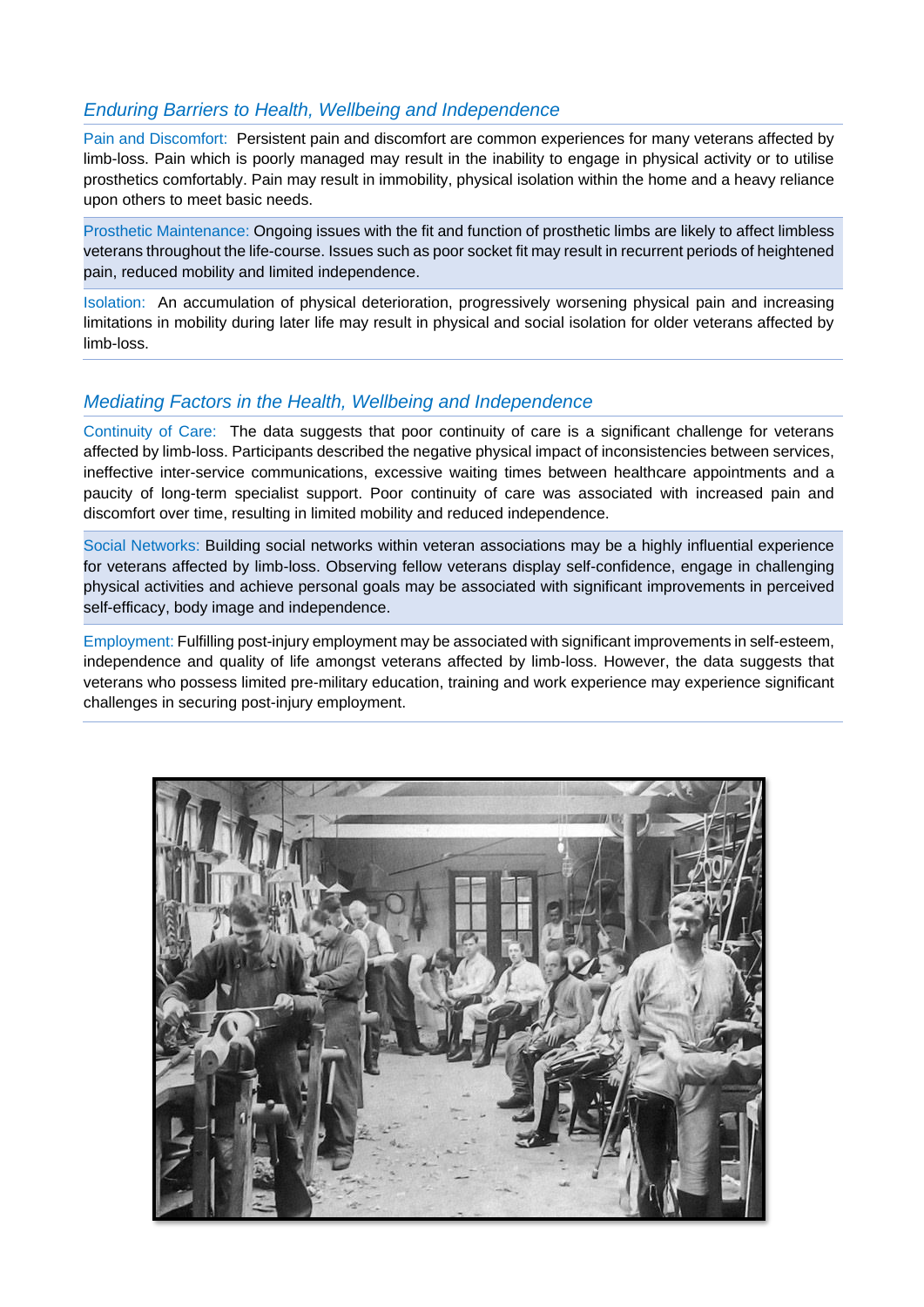## *Enduring Barriers to Health, Wellbeing and Independence*

Pain and Discomfort: Persistent pain and discomfort are common experiences for many veterans affected by limb-loss. Pain which is poorly managed may result in the inability to engage in physical activity or to utilise prosthetics comfortably. Pain may result in immobility, physical isolation within the home and a heavy reliance upon others to meet basic needs.

Prosthetic Maintenance: Ongoing issues with the fit and function of prosthetic limbs are likely to affect limbless veterans throughout the life-course. Issues such as poor socket fit may result in recurrent periods of heightened pain, reduced mobility and limited independence.

Isolation: An accumulation of physical deterioration, progressively worsening physical pain and increasing limitations in mobility during later life may result in physical and social isolation for older veterans affected by limb-loss.

## *Mediating Factors in the Health, Wellbeing and Independence*

Continuity of Care: The data suggests that poor continuity of care is a significant challenge for veterans affected by limb-loss. Participants described the negative physical impact of inconsistencies between services, ineffective inter-service communications, excessive waiting times between healthcare appointments and a paucity of long-term specialist support. Poor continuity of care was associated with increased pain and discomfort over time, resulting in limited mobility and reduced independence.

Social Networks: Building social networks within veteran associations may be a highly influential experience for veterans affected by limb-loss. Observing fellow veterans display self-confidence, engage in challenging physical activities and achieve personal goals may be associated with significant improvements in perceived self-efficacy, body image and independence.

Employment: Fulfilling post-injury employment may be associated with significant improvements in self-esteem, independence and quality of life amongst veterans affected by limb-loss. However, the data suggests that veterans who possess limited pre-military education, training and work experience may experience significant challenges in securing post-injury employment.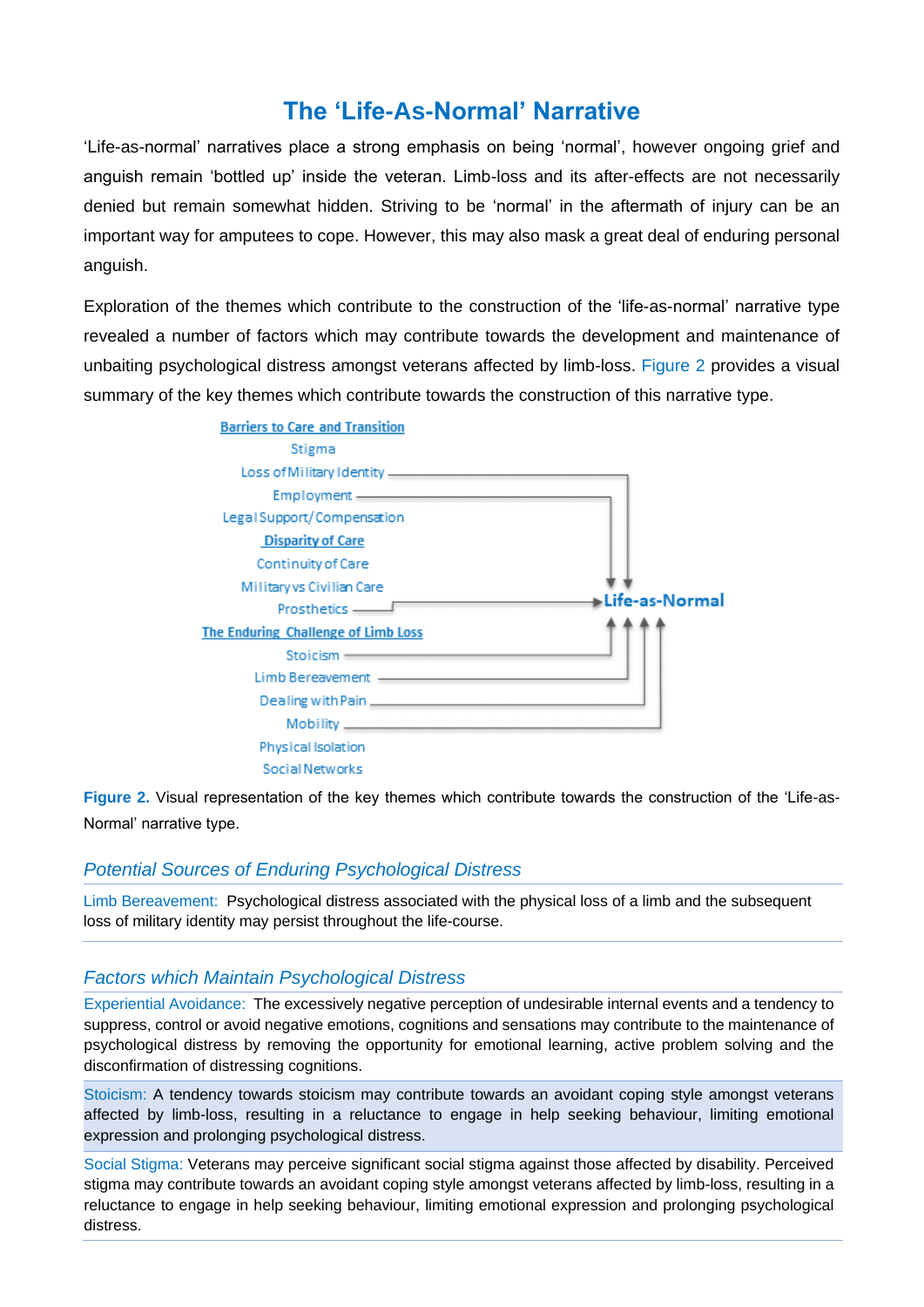# The 'Life-As-Normal' Narrative

'Life-as-normal' narratives place a strong emphasis on being 'normal', however ongoing grief and anguish remain 'bottled up' inside the veteran. Limb-loss and its after-effects are not necessarily denied but remain somewhat hidden. Striving to be 'normal' in the aftermath of injury can be an important way for amputees to cope. However, this may also mask a great deal of enduring personal anguish.

Exploration of the themes which contribute to the construction of the 'life-as-normal' narrative type revealed a number of factors which may contribute towards the development and maintenance of unbaiting psychological distress amongst veterans affected by limb-loss. Figure 2 provides a visual summary of the key themes which contribute towards the construction of this narrative type.

**Barriers to Care and Transition**
- Stigma
- Loss of Military Identity → Life-as-Normal
- Employment → Life-as-Normal
- Legal Support/Compensation

**Disparity of Care**
- Continuity of Care
- Military vs Civilian Care
- Prosthetics → Life-as-Normal

**The Enduring Challenge of Limb Loss**
- Stoicism → Life-as-Normal
- Limb Bereavement → Life-as-Normal
- Dealing with Pain → Life-as-Normal
- Mobility → Life-as-Normal
- Physical Isolation
- Social Networks

**Figure 2.** Visual representation of the key themes which contribute towards the construction of the 'Life-as-Normal' narrative type.

## *Potential Sources of Enduring Psychological Distress*

Limb Bereavement: Psychological distress associated with the physical loss of a limb and the subsequent loss of military identity may persist throughout the life-course.

## *Factors which Maintain Psychological Distress*

Experiential Avoidance: The excessively negative perception of undesirable internal events and a tendency to suppress, control or avoid negative emotions, cognitions and sensations may contribute to the maintenance of psychological distress by removing the opportunity for emotional learning, active problem solving and the disconfirmation of distressing cognitions.

Stoicism: A tendency towards stoicism may contribute towards an avoidant coping style amongst veterans affected by limb-loss, resulting in a reluctance to engage in help seeking behaviour, limiting emotional expression and prolonging psychological distress.

Social Stigma: Veterans may perceive significant social stigma against those affected by disability. Perceived stigma may contribute towards an avoidant coping style amongst veterans affected by limb-loss, resulting in a reluctance to engage in help seeking behaviour, limiting emotional expression and prolonging psychological distress.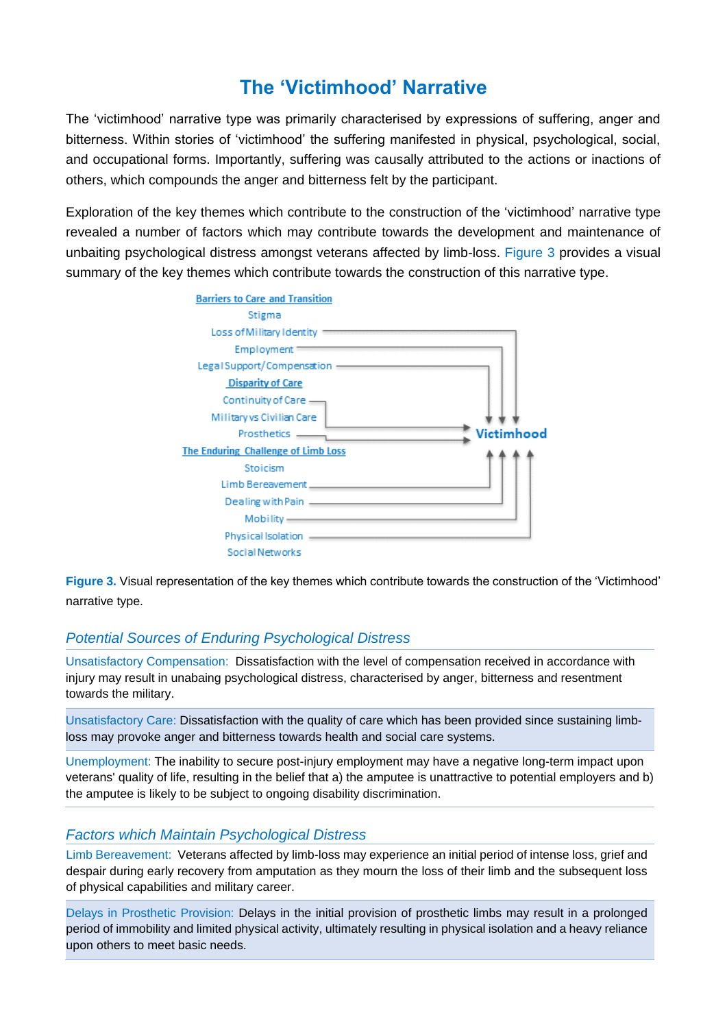# The 'Victimhood' Narrative

The 'victimhood' narrative type was primarily characterised by expressions of suffering, anger and bitterness. Within stories of 'victimhood' the suffering manifested in physical, psychological, social, and occupational forms. Importantly, suffering was causally attributed to the actions or inactions of others, which compounds the anger and bitterness felt by the participant.

Exploration of the key themes which contribute to the construction of the 'victimhood' narrative type revealed a number of factors which may contribute towards the development and maintenance of unbaiting psychological distress amongst veterans affected by limb-loss. Figure 3 provides a visual summary of the key themes which contribute towards the construction of this narrative type.

Barriers to Care and Transition
Stigma
Loss of Military Identity
Employment
Legal Support/Compensation
Disparity of Care
Continuity of Care
Military vs Civilian Care
Prosthetics
The Enduring Challenge of Limb Loss
Stoicism
Limb Bereavement
Dealing with Pain
Mobility
Physical Isolation
Social Networks
Victimhood

**Figure 3.** Visual representation of the key themes which contribute towards the construction of the 'Victimhood' narrative type.

## *Potential Sources of Enduring Psychological Distress*

Unsatisfactory Compensation: Dissatisfaction with the level of compensation received in accordance with injury may result in unabaing psychological distress, characterised by anger, bitterness and resentment towards the military.

Unsatisfactory Care: Dissatisfaction with the quality of care which has been provided since sustaining limb-loss may provoke anger and bitterness towards health and social care systems.

Unemployment: The inability to secure post-injury employment may have a negative long-term impact upon veterans' quality of life, resulting in the belief that a) the amputee is unattractive to potential employers and b) the amputee is likely to be subject to ongoing disability discrimination.

## *Factors which Maintain Psychological Distress*

Limb Bereavement: Veterans affected by limb-loss may experience an initial period of intense loss, grief and despair during early recovery from amputation as they mourn the loss of their limb and the subsequent loss of physical capabilities and military career.

Delays in Prosthetic Provision: Delays in the initial provision of prosthetic limbs may result in a prolonged period of immobility and limited physical activity, ultimately resulting in physical isolation and a heavy reliance upon others to meet basic needs.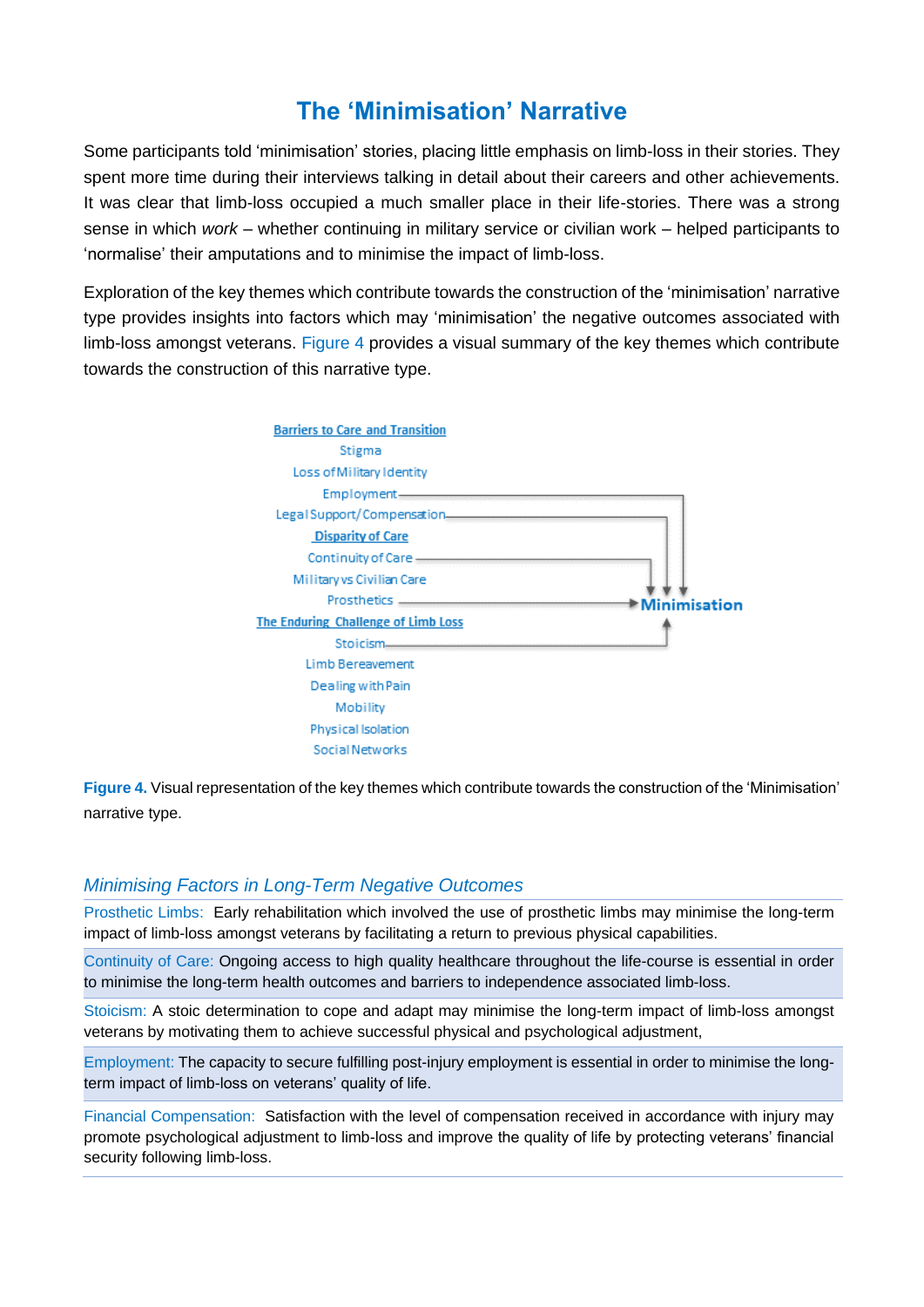# The 'Minimisation' Narrative

Some participants told 'minimisation' stories, placing little emphasis on limb-loss in their stories. They spent more time during their interviews talking in detail about their careers and other achievements. It was clear that limb-loss occupied a much smaller place in their life-stories. There was a strong sense in which *work* – whether continuing in military service or civilian work – helped participants to 'normalise' their amputations and to minimise the impact of limb-loss.

Exploration of the key themes which contribute towards the construction of the 'minimisation' narrative type provides insights into factors which may 'minimisation' the negative outcomes associated with limb-loss amongst veterans. Figure 4 provides a visual summary of the key themes which contribute towards the construction of this narrative type.

Barriers to Care and Transition
Stigma
Loss of Military Identity
Employment
Legal Support/Compensation
Disparity of Care
Continuity of Care
Military vs Civilian Care
Prosthetics
The Enduring Challenge of Limb Loss
Stoicism
Limb Bereavement
Dealing with Pain
Mobility
Physical Isolation
Social Networks

Minimisation

**Figure 4.** Visual representation of the key themes which contribute towards the construction of the 'Minimisation' narrative type.

### *Minimising Factors in Long-Term Negative Outcomes*

Prosthetic Limbs: Early rehabilitation which involved the use of prosthetic limbs may minimise the long-term impact of limb-loss amongst veterans by facilitating a return to previous physical capabilities.

Continuity of Care: Ongoing access to high quality healthcare throughout the life-course is essential in order to minimise the long-term health outcomes and barriers to independence associated limb-loss.

Stoicism: A stoic determination to cope and adapt may minimise the long-term impact of limb-loss amongst veterans by motivating them to achieve successful physical and psychological adjustment,

Employment: The capacity to secure fulfilling post-injury employment is essential in order to minimise the long-term impact of limb-loss on veterans' quality of life.

Financial Compensation: Satisfaction with the level of compensation received in accordance with injury may promote psychological adjustment to limb-loss and improve the quality of life by protecting veterans' financial security following limb-loss.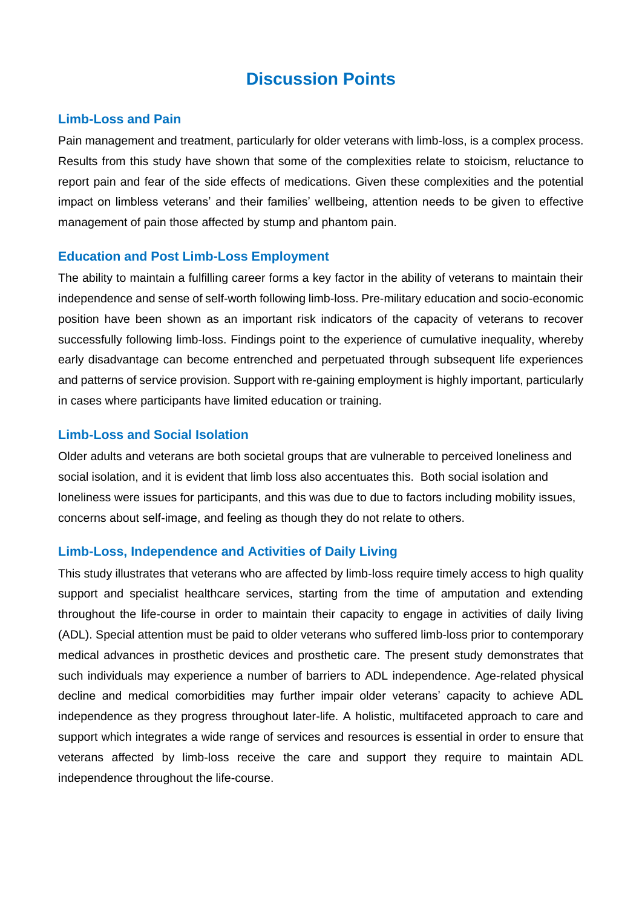# Discussion Points

## Limb-Loss and Pain

Pain management and treatment, particularly for older veterans with limb-loss, is a complex process. Results from this study have shown that some of the complexities relate to stoicism, reluctance to report pain and fear of the side effects of medications. Given these complexities and the potential impact on limbless veterans' and their families' wellbeing, attention needs to be given to effective management of pain those affected by stump and phantom pain.

## Education and Post Limb-Loss Employment

The ability to maintain a fulfilling career forms a key factor in the ability of veterans to maintain their independence and sense of self-worth following limb-loss. Pre-military education and socio-economic position have been shown as an important risk indicators of the capacity of veterans to recover successfully following limb-loss. Findings point to the experience of cumulative inequality, whereby early disadvantage can become entrenched and perpetuated through subsequent life experiences and patterns of service provision. Support with re-gaining employment is highly important, particularly in cases where participants have limited education or training.

## Limb-Loss and Social Isolation

Older adults and veterans are both societal groups that are vulnerable to perceived loneliness and social isolation, and it is evident that limb loss also accentuates this. Both social isolation and loneliness were issues for participants, and this was due to due to factors including mobility issues, concerns about self-image, and feeling as though they do not relate to others.

## Limb-Loss, Independence and Activities of Daily Living

This study illustrates that veterans who are affected by limb-loss require timely access to high quality support and specialist healthcare services, starting from the time of amputation and extending throughout the life-course in order to maintain their capacity to engage in activities of daily living (ADL). Special attention must be paid to older veterans who suffered limb-loss prior to contemporary medical advances in prosthetic devices and prosthetic care. The present study demonstrates that such individuals may experience a number of barriers to ADL independence. Age-related physical decline and medical comorbidities may further impair older veterans' capacity to achieve ADL independence as they progress throughout later-life. A holistic, multifaceted approach to care and support which integrates a wide range of services and resources is essential in order to ensure that veterans affected by limb-loss receive the care and support they require to maintain ADL independence throughout the life-course.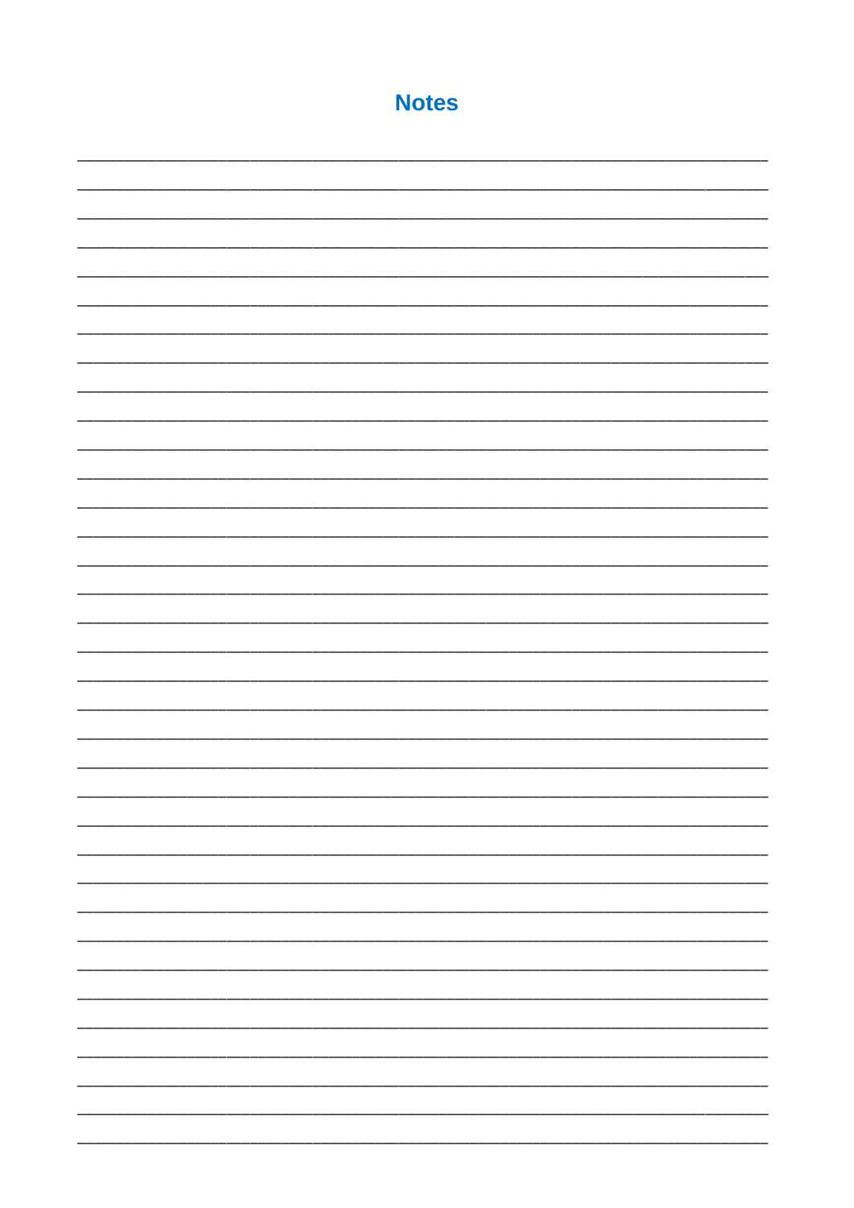# Notes